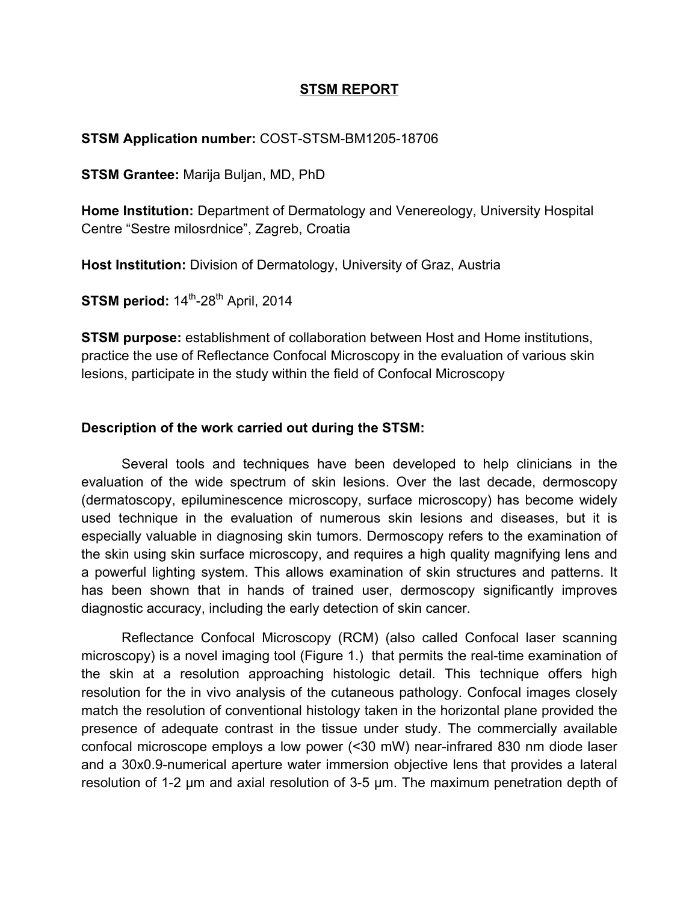## STSM REPORT

**STSM Application number:** COST-STSM-BM1205-18706

**STSM Grantee:** Marija Buljan, MD, PhD

**Home Institution:** Department of Dermatology and Venereology, University Hospital Centre "Sestre milosrdnice", Zagreb, Croatia

**Host Institution:** Division of Dermatology, University of Graz, Austria

**STSM period:** 14$^{th}$-28$^{th}$ April, 2014

**STSM purpose:** establishment of collaboration between Host and Home institutions, practice the use of Reflectance Confocal Microscopy in the evaluation of various skin lesions, participate in the study within the field of Confocal Microscopy

### Description of the work carried out during the STSM:

Several tools and techniques have been developed to help clinicians in the evaluation of the wide spectrum of skin lesions. Over the last decade, dermoscopy (dermatoscopy, epiluminescence microscopy, surface microscopy) has become widely used technique in the evaluation of numerous skin lesions and diseases, but it is especially valuable in diagnosing skin tumors. Dermoscopy refers to the examination of the skin using skin surface microscopy, and requires a high quality magnifying lens and a powerful lighting system. This allows examination of skin structures and patterns. It has been shown that in hands of trained user, dermoscopy significantly improves diagnostic accuracy, including the early detection of skin cancer.

Reflectance Confocal Microscopy (RCM) (also called Confocal laser scanning microscopy) is a novel imaging tool (Figure 1.) that permits the real-time examination of the skin at a resolution approaching histologic detail. This technique offers high resolution for the in vivo analysis of the cutaneous pathology. Confocal images closely match the resolution of conventional histology taken in the horizontal plane provided the presence of adequate contrast in the tissue under study. The commercially available confocal microscope employs a low power (<30 mW) near-infrared 830 nm diode laser and a 30x0.9-numerical aperture water immersion objective lens that provides a lateral resolution of 1-2 μm and axial resolution of 3-5 μm. The maximum penetration depth of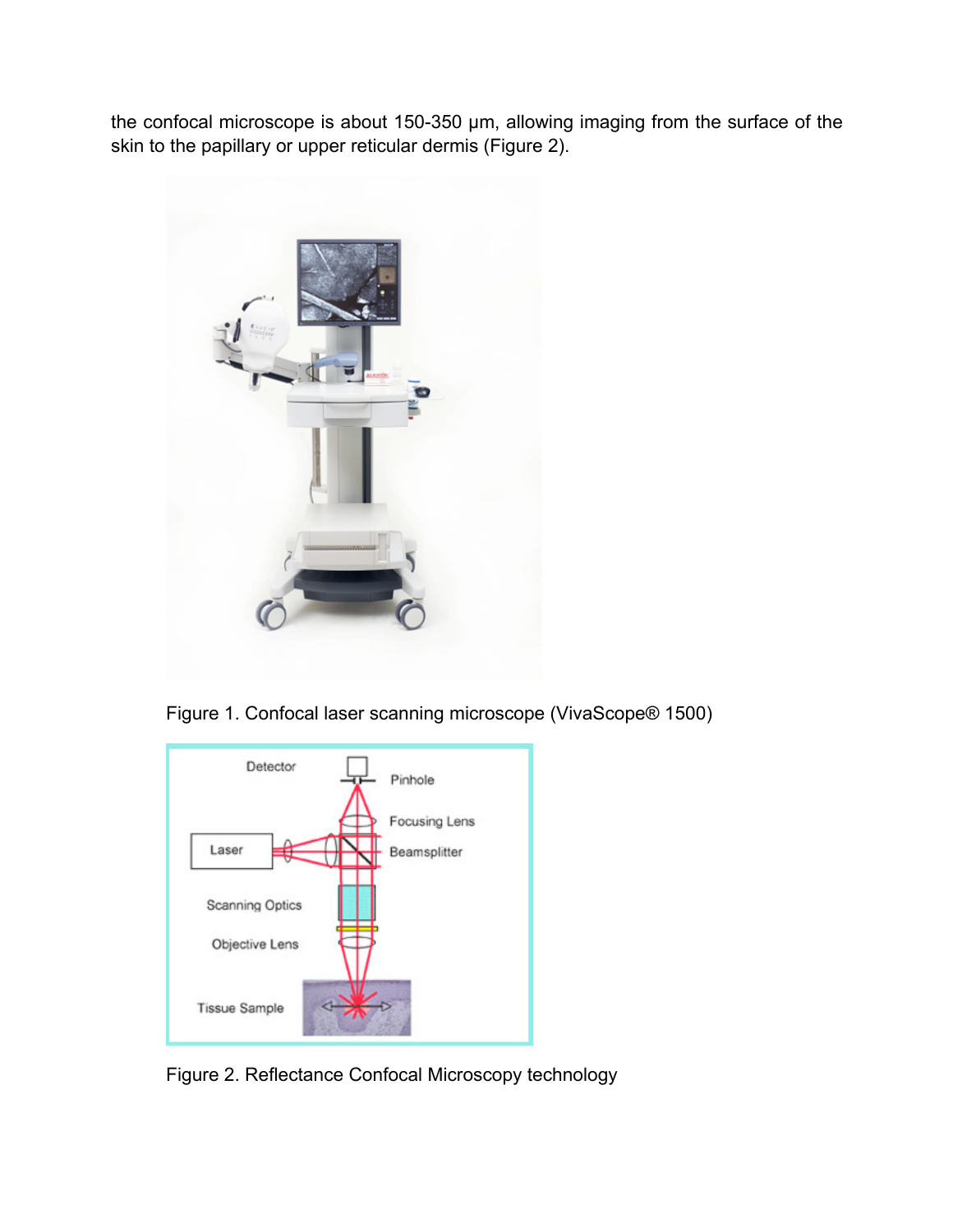the confocal microscope is about 150-350 μm, allowing imaging from the surface of the skin to the papillary or upper reticular dermis (Figure 2).

Figure 1. Confocal laser scanning microscope (VivaScope® 1500)

Figure 2. Reflectance Confocal Microscopy technology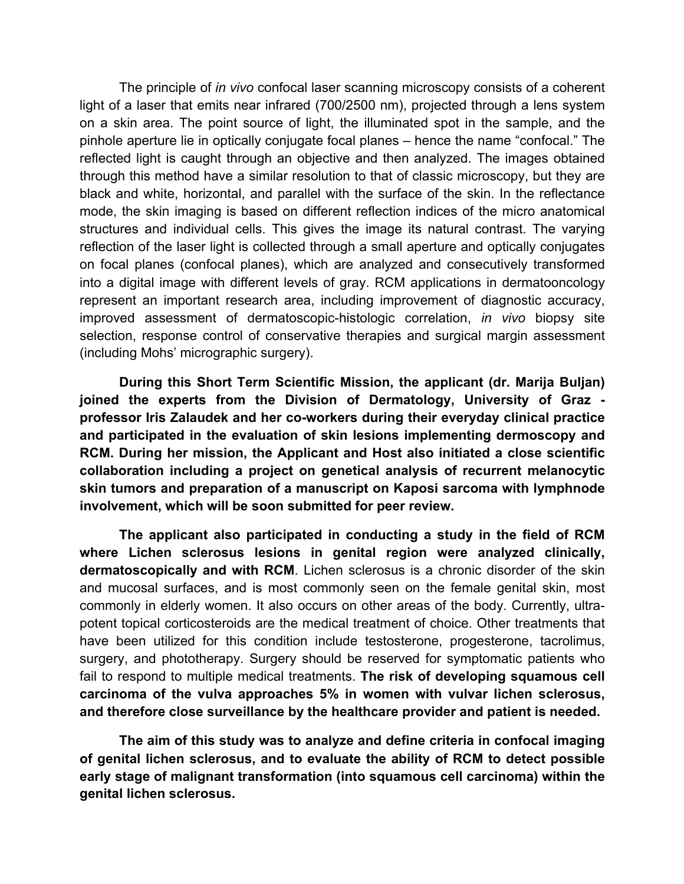The principle of *in vivo* confocal laser scanning microscopy consists of a coherent light of a laser that emits near infrared (700/2500 nm), projected through a lens system on a skin area. The point source of light, the illuminated spot in the sample, and the pinhole aperture lie in optically conjugate focal planes – hence the name "confocal." The reflected light is caught through an objective and then analyzed. The images obtained through this method have a similar resolution to that of classic microscopy, but they are black and white, horizontal, and parallel with the surface of the skin. In the reflectance mode, the skin imaging is based on different reflection indices of the micro anatomical structures and individual cells. This gives the image its natural contrast. The varying reflection of the laser light is collected through a small aperture and optically conjugates on focal planes (confocal planes), which are analyzed and consecutively transformed into a digital image with different levels of gray. RCM applications in dermatooncology represent an important research area, including improvement of diagnostic accuracy, improved assessment of dermatoscopic-histologic correlation, *in vivo* biopsy site selection, response control of conservative therapies and surgical margin assessment (including Mohs' micrographic surgery).

**During this Short Term Scientific Mission, the applicant (dr. Marija Buljan) joined the experts from the Division of Dermatology, University of Graz - professor Iris Zalaudek and her co-workers during their everyday clinical practice and participated in the evaluation of skin lesions implementing dermoscopy and RCM. During her mission, the Applicant and Host also initiated a close scientific collaboration including a project on genetical analysis of recurrent melanocytic skin tumors and preparation of a manuscript on Kaposi sarcoma with lymphnode involvement, which will be soon submitted for peer review.**

**The applicant also participated in conducting a study in the field of RCM where Lichen sclerosus lesions in genital region were analyzed clinically, dermatoscopically and with RCM**. Lichen sclerosus is a chronic disorder of the skin and mucosal surfaces, and is most commonly seen on the female genital skin, most commonly in elderly women. It also occurs on other areas of the body. Currently, ultra-potent topical corticosteroids are the medical treatment of choice. Other treatments that have been utilized for this condition include testosterone, progesterone, tacrolimus, surgery, and phototherapy. Surgery should be reserved for symptomatic patients who fail to respond to multiple medical treatments. **The risk of developing squamous cell carcinoma of the vulva approaches 5% in women with vulvar lichen sclerosus, and therefore close surveillance by the healthcare provider and patient is needed.**

**The aim of this study was to analyze and define criteria in confocal imaging of genital lichen sclerosus, and to evaluate the ability of RCM to detect possible early stage of malignant transformation (into squamous cell carcinoma) within the genital lichen sclerosus.**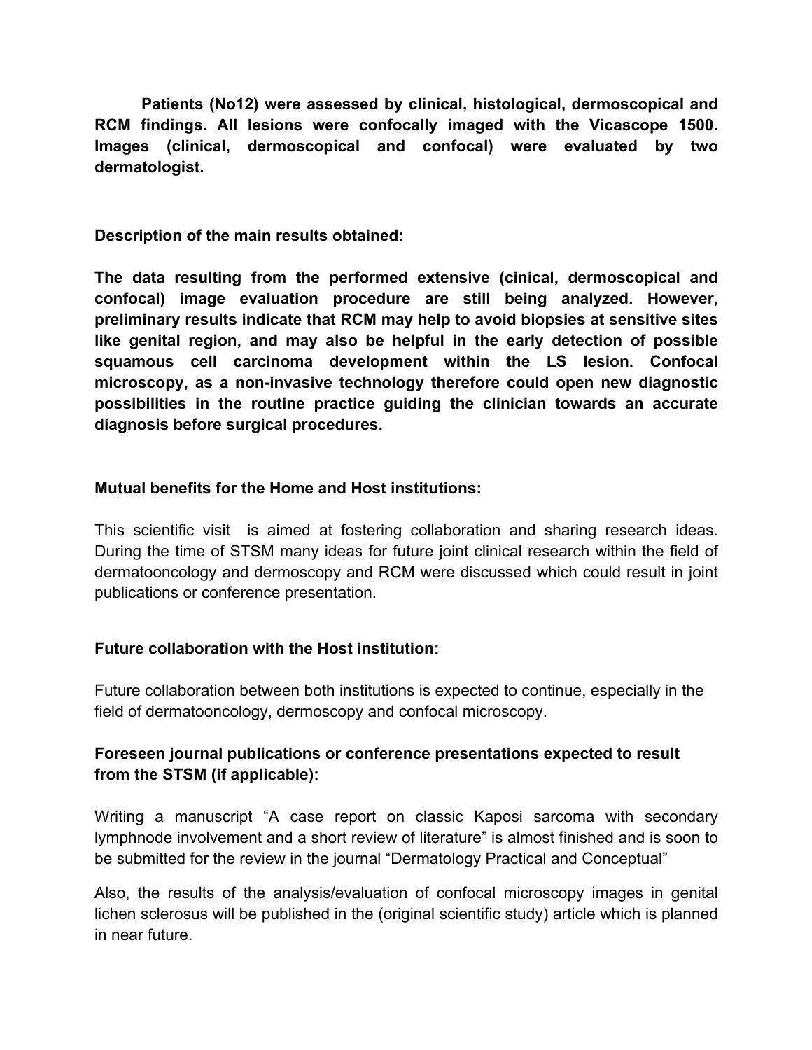**Patients (No12) were assessed by clinical, histological, dermoscopical and RCM findings. All lesions were confocally imaged with the Vicascope 1500. Images (clinical, dermoscopical and confocal) were evaluated by two dermatologist.**

**Description of the main results obtained:**

**The data resulting from the performed extensive (cinical, dermoscopical and confocal) image evaluation procedure are still being analyzed. However, preliminary results indicate that RCM may help to avoid biopsies at sensitive sites like genital region, and may also be helpful in the early detection of possible squamous cell carcinoma development within the LS lesion. Confocal microscopy, as a non-invasive technology therefore could open new diagnostic possibilities in the routine practice guiding the clinician towards an accurate diagnosis before surgical procedures.**

**Mutual benefits for the Home and Host institutions:**

This scientific visit is aimed at fostering collaboration and sharing research ideas. During the time of STSM many ideas for future joint clinical research within the field of dermatooncology and dermoscopy and RCM were discussed which could result in joint publications or conference presentation.

**Future collaboration with the Host institution:**

Future collaboration between both institutions is expected to continue, especially in the field of dermatooncology, dermoscopy and confocal microscopy.

**Foreseen journal publications or conference presentations expected to result from the STSM (if applicable):**

Writing a manuscript "A case report on classic Kaposi sarcoma with secondary lymphnode involvement and a short review of literature" is almost finished and is soon to be submitted for the review in the journal "Dermatology Practical and Conceptual"

Also, the results of the analysis/evaluation of confocal microscopy images in genital lichen sclerosus will be published in the (original scientific study) article which is planned in near future.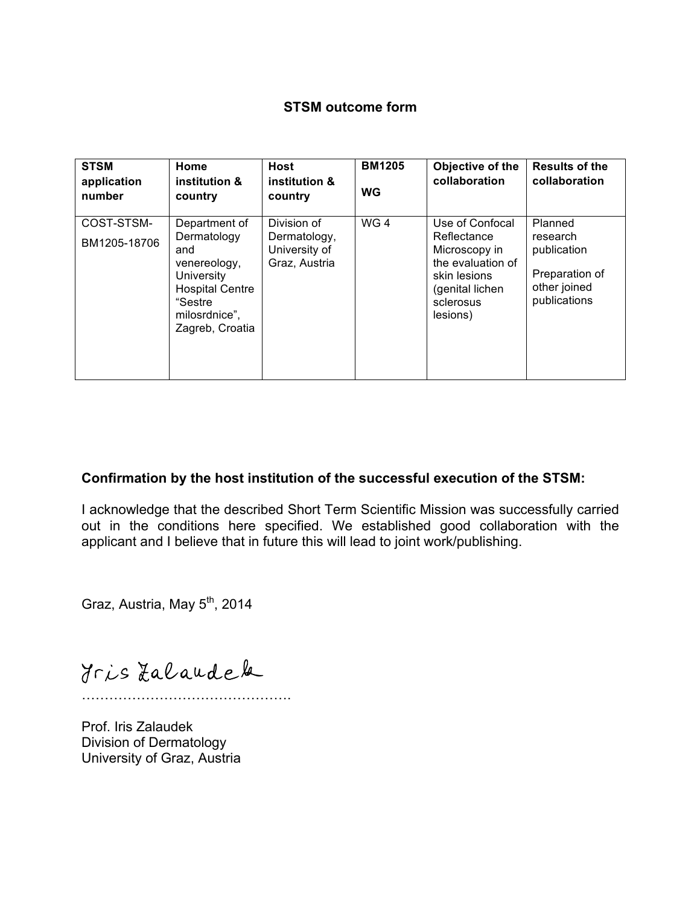## STSM outcome form

| STSM application number | Home institution & country | Host institution & country | BM1205 WG | Objective of the collaboration | Results of the collaboration |
|---|---|---|---|---|---|
| COST-STSM-BM1205-18706 | Department of Dermatology and venereology, University Hospital Centre “Sestre milosrdnice”, Zagreb, Croatia | Division of Dermatology, University of Graz, Austria | WG 4 | Use of Confocal Reflectance Microscopy in the evaluation of skin lesions (genital lichen sclerosus lesions) | Planned research publication<br><br>Preparation of other joined publications |

**Confirmation by the host institution of the successful execution of the STSM:**

I acknowledge that the described Short Term Scientific Mission was successfully carried out in the conditions here specified. We established good collaboration with the applicant and I believe that in future this will lead to joint work/publishing.

Graz, Austria, May 5th, 2014

Iris Zalaudek

……………………………………….

Prof. Iris Zalaudek
Division of Dermatology
University of Graz, Austria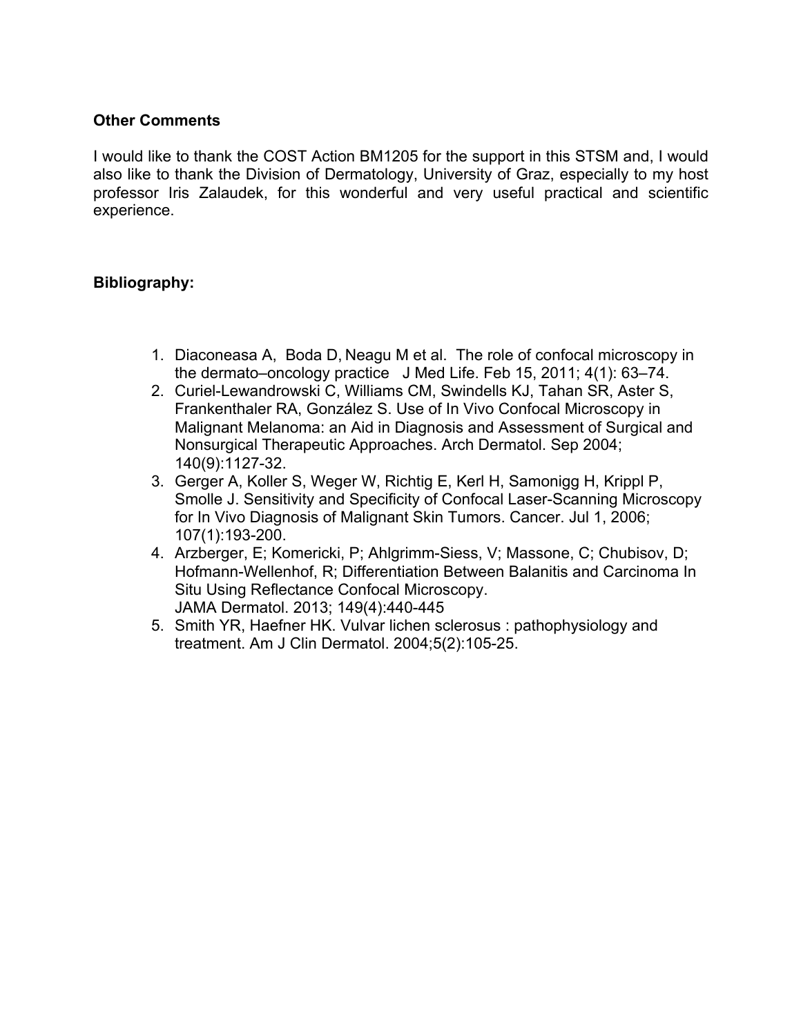**Other Comments**

I would like to thank the COST Action BM1205 for the support in this STSM and, I would also like to thank the Division of Dermatology, University of Graz, especially to my host professor Iris Zalaudek, for this wonderful and very useful practical and scientific experience.

**Bibliography:**

1. Diaconeasa A, Boda D, Neagu M et al. The role of confocal microscopy in the dermato–oncology practice J Med Life. Feb 15, 2011; 4(1): 63–74.
2. Curiel-Lewandrowski C, Williams CM, Swindells KJ, Tahan SR, Aster S, Frankenthaler RA, González S. Use of In Vivo Confocal Microscopy in Malignant Melanoma: an Aid in Diagnosis and Assessment of Surgical and Nonsurgical Therapeutic Approaches. Arch Dermatol. Sep 2004; 140(9):1127-32.
3. Gerger A, Koller S, Weger W, Richtig E, Kerl H, Samonigg H, Krippl P, Smolle J. Sensitivity and Specificity of Confocal Laser-Scanning Microscopy for In Vivo Diagnosis of Malignant Skin Tumors. Cancer. Jul 1, 2006; 107(1):193-200.
4. Arzberger, E; Komericki, P; Ahlgrimm-Siess, V; Massone, C; Chubisov, D; Hofmann-Wellenhof, R; Differentiation Between Balanitis and Carcinoma In Situ Using Reflectance Confocal Microscopy. JAMA Dermatol. 2013; 149(4):440-445
5. Smith YR, Haefner HK. Vulvar lichen sclerosus : pathophysiology and treatment. Am J Clin Dermatol. 2004;5(2):105-25.